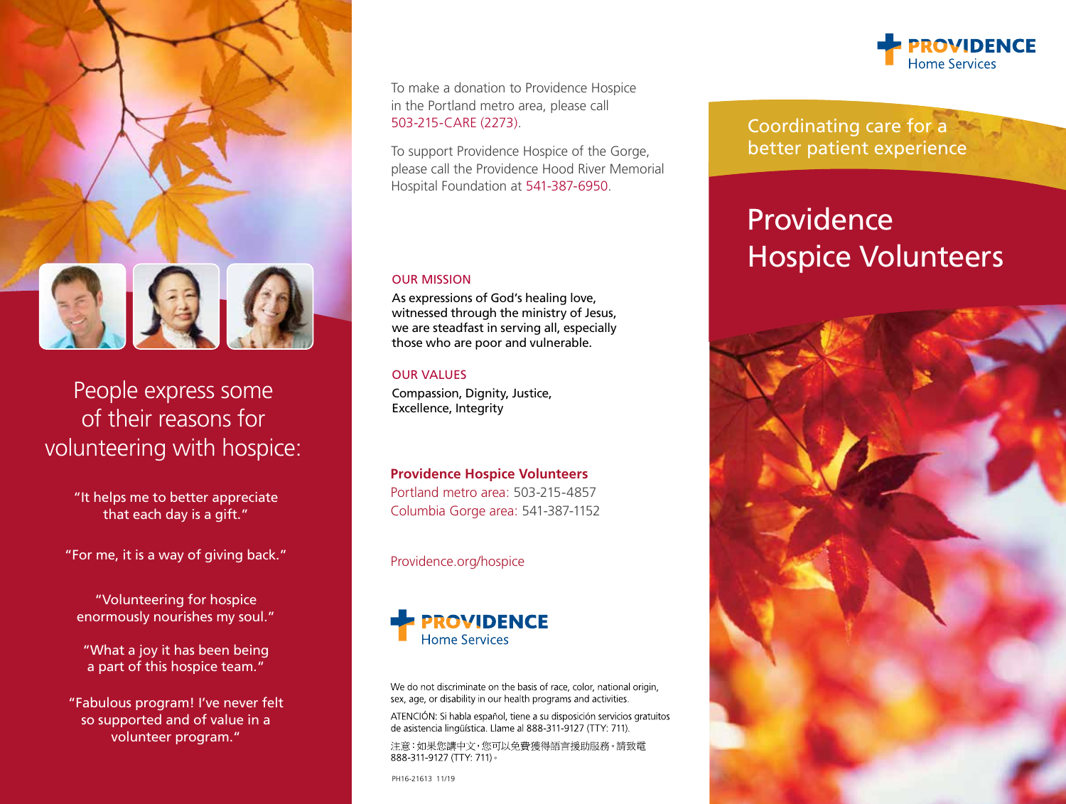People express some of their reasons for volunteering with hospice:

"It helps me to better appreciate that each day is a gift."

"For me, it is a way of giving back."

"Volunteering for hospice enormously nourishes my soul."

"What a joy it has been being a part of this hospice team."

"Fabulous program! I've never felt so supported and of value in a volunteer program."

To make a donation to Providence Hospice in the Portland metro area, please call 503-215-CARE (2273).

To support Providence Hospice of the Gorge, please call the Providence Hood River Memorial Hospital Foundation at 541-387-6950.

## OUR MISSION

As expressions of God's healing love, witnessed through the ministry of Jesus, we are steadfast in serving all, especially those who are poor and vulnerable.

## OUR VALUES

Compassion, Dignity, Justice, Excellence, Integrity

**Providence Hospice Volunteers**
Portland metro area: 503-215-4857
Columbia Gorge area: 541-387-1152

Providence.org/hospice

PROVIDENCE Home Services

We do not discriminate on the basis of race, color, national origin, sex, age, or disability in our health programs and activities.

ATENCIÓN: Si habla español, tiene a su disposición servicios gratuitos de asistencia lingüística. Llame al 888-311-9127 (TTY: 711).

注意：如果您講中文，您可以免費獲得語言援助服務。請致電 888-311-9127 (TTY: 711)。

PH16-21613 11/19

PROVIDENCE Home Services

Coordinating care for a better patient experience

# Providence Hospice Volunteers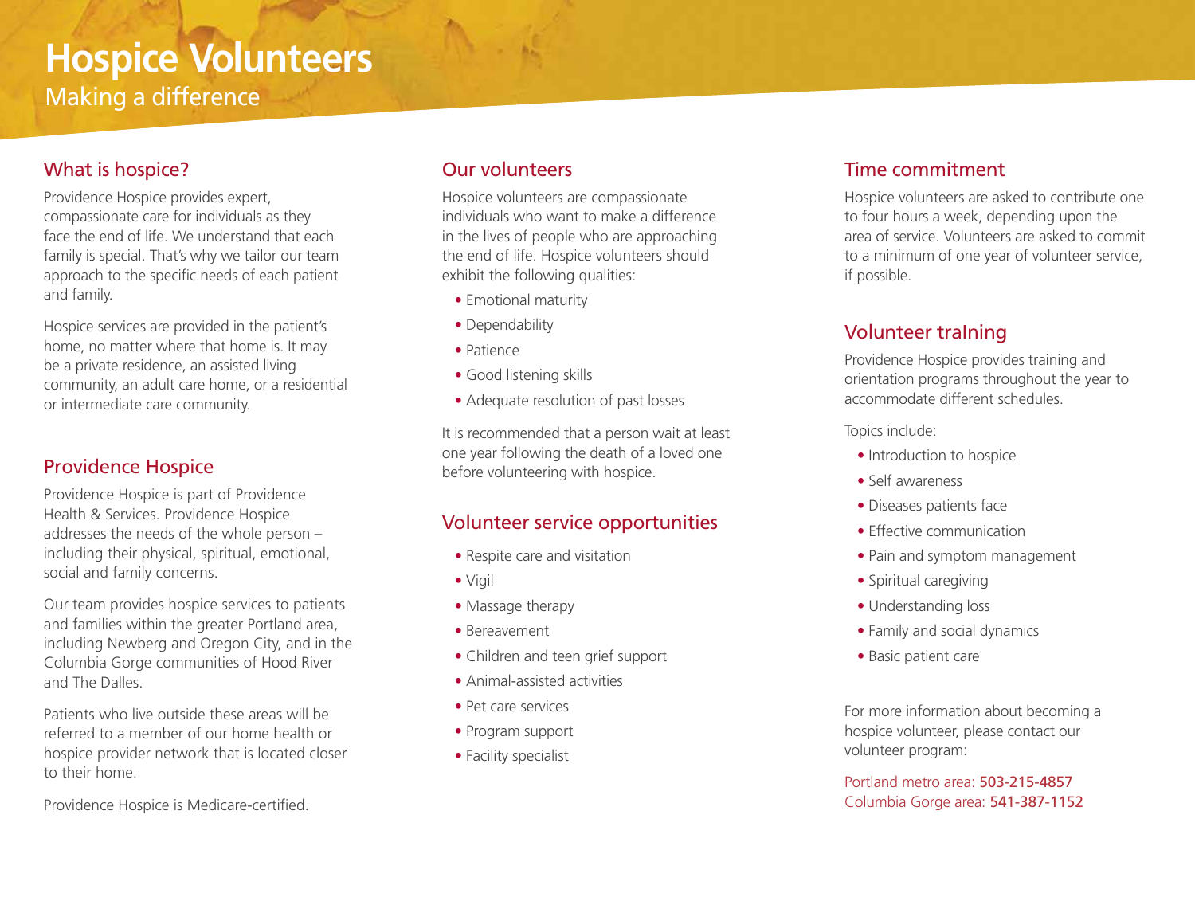# Hospice Volunteers

Making a difference

## What is hospice?

Providence Hospice provides expert, compassionate care for individuals as they face the end of life. We understand that each family is special. That's why we tailor our team approach to the specific needs of each patient and family.

Hospice services are provided in the patient's home, no matter where that home is. It may be a private residence, an assisted living community, an adult care home, or a residential or intermediate care community.

## Providence Hospice

Providence Hospice is part of Providence Health & Services. Providence Hospice addresses the needs of the whole person – including their physical, spiritual, emotional, social and family concerns.

Our team provides hospice services to patients and families within the greater Portland area, including Newberg and Oregon City, and in the Columbia Gorge communities of Hood River and The Dalles.

Patients who live outside these areas will be referred to a member of our home health or hospice provider network that is located closer to their home.

Providence Hospice is Medicare-certified.

## Our volunteers

Hospice volunteers are compassionate individuals who want to make a difference in the lives of people who are approaching the end of life. Hospice volunteers should exhibit the following qualities:

- Emotional maturity
- Dependability
- Patience
- Good listening skills
- Adequate resolution of past losses

It is recommended that a person wait at least one year following the death of a loved one before volunteering with hospice.

## Volunteer service opportunities

- Respite care and visitation
- Vigil
- Massage therapy
- Bereavement
- Children and teen grief support
- Animal-assisted activities
- Pet care services
- Program support
- Facility specialist

## Time commitment

Hospice volunteers are asked to contribute one to four hours a week, depending upon the area of service. Volunteers are asked to commit to a minimum of one year of volunteer service, if possible.

## Volunteer training

Providence Hospice provides training and orientation programs throughout the year to accommodate different schedules.

Topics include:

- Introduction to hospice
- Self awareness
- Diseases patients face
- Effective communication
- Pain and symptom management
- Spiritual caregiving
- Understanding loss
- Family and social dynamics
- Basic patient care

For more information about becoming a hospice volunteer, please contact our volunteer program:

Portland metro area: **503-215-4857**
Columbia Gorge area: **541-387-1152**